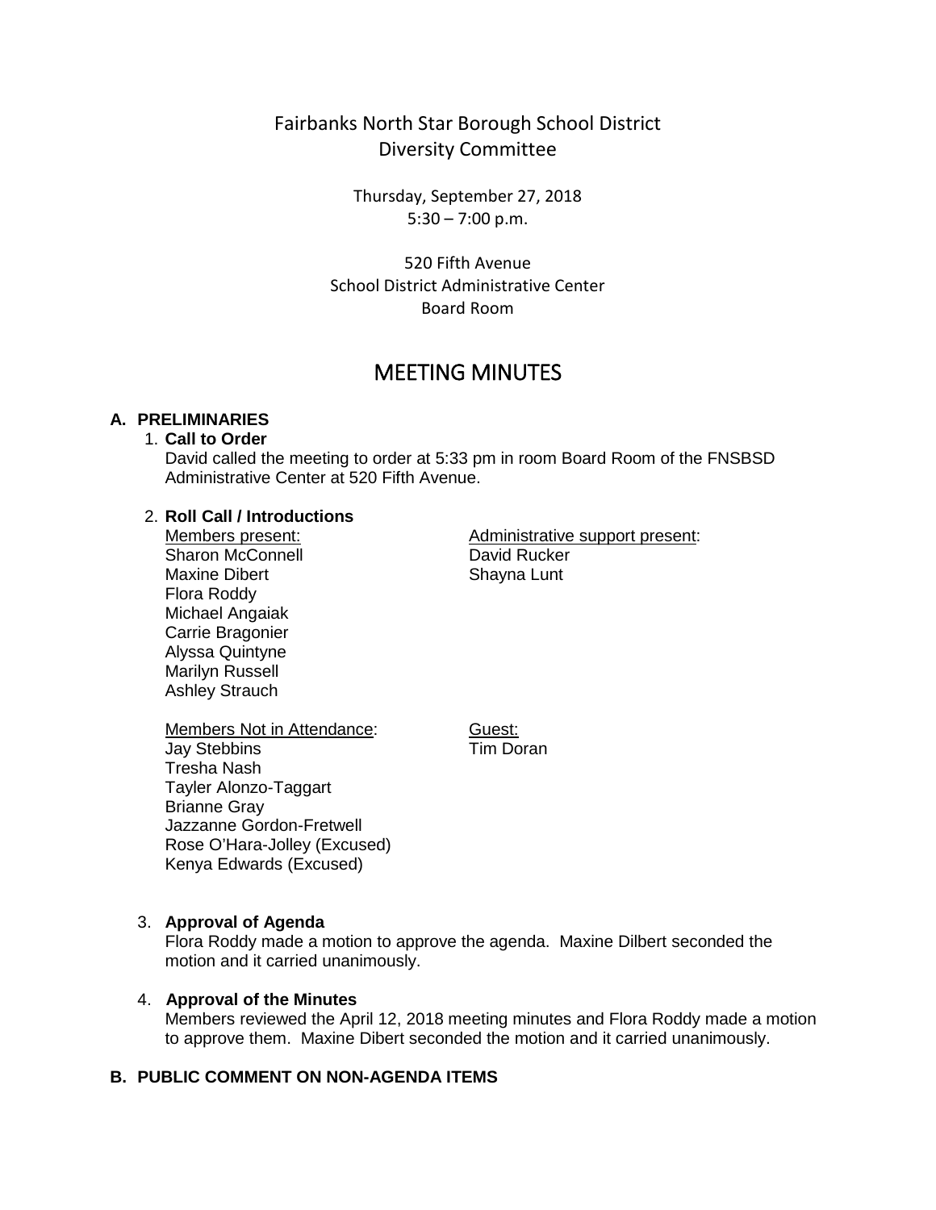# Fairbanks North Star Borough School District
## Diversity Committee

Thursday, September 27, 2018
5:30 – 7:00 p.m.

520 Fifth Avenue
School District Administrative Center
Board Room

# MEETING MINUTES

**A. PRELIMINARIES**

1. **Call to Order**
   David called the meeting to order at 5:33 pm in room Board Room of the FNSBSD Administrative Center at 520 Fifth Avenue.

2. **Roll Call / Introductions**

   Members present:
   Sharon McConnell
   Maxine Dibert
   Flora Roddy
   Michael Angaiak
   Carrie Bragonier
   Alyssa Quintyne
   Marilyn Russell
   Ashley Strauch

   Administrative support present:
   David Rucker
   Shayna Lunt

   Members Not in Attendance:
   Jay Stebbins
   Tresha Nash
   Tayler Alonzo-Taggart
   Brianne Gray
   Jazzanne Gordon-Fretwell
   Rose O'Hara-Jolley (Excused)
   Kenya Edwards (Excused)

   Guest:
   Tim Doran

3. **Approval of Agenda**
   Flora Roddy made a motion to approve the agenda. Maxine Dilbert seconded the motion and it carried unanimously.

4. **Approval of the Minutes**
   Members reviewed the April 12, 2018 meeting minutes and Flora Roddy made a motion to approve them. Maxine Dibert seconded the motion and it carried unanimously.

**B. PUBLIC COMMENT ON NON-AGENDA ITEMS**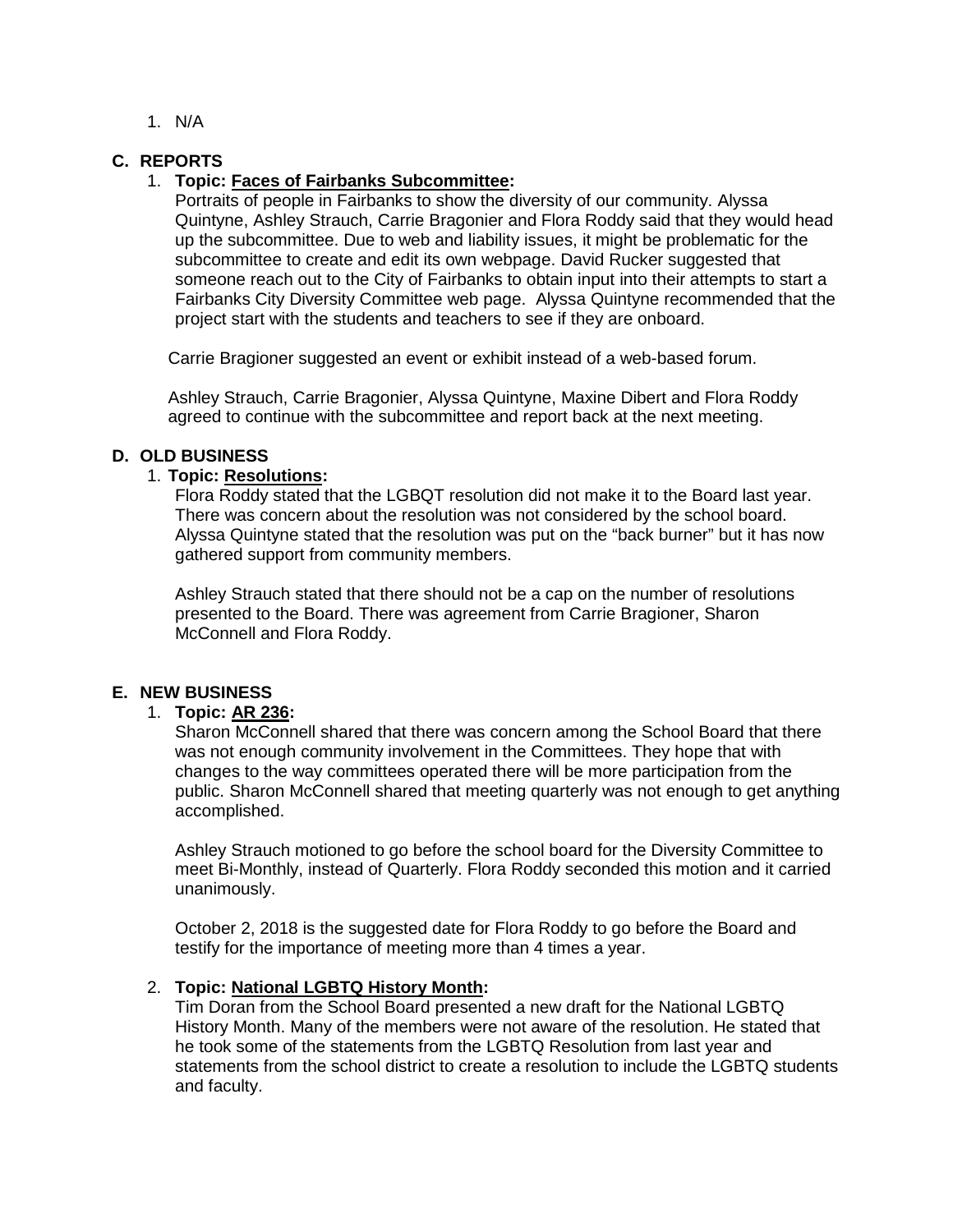1. N/A

## C. REPORTS

1. **Topic: Faces of Fairbanks Subcommittee:**
   Portraits of people in Fairbanks to show the diversity of our community. Alyssa Quintyne, Ashley Strauch, Carrie Bragonier and Flora Roddy said that they would head up the subcommittee. Due to web and liability issues, it might be problematic for the subcommittee to create and edit its own webpage. David Rucker suggested that someone reach out to the City of Fairbanks to obtain input into their attempts to start a Fairbanks City Diversity Committee web page. Alyssa Quintyne recommended that the project start with the students and teachers to see if they are onboard.

   Carrie Bragioner suggested an event or exhibit instead of a web-based forum.

   Ashley Strauch, Carrie Bragonier, Alyssa Quintyne, Maxine Dibert and Flora Roddy agreed to continue with the subcommittee and report back at the next meeting.

## D. OLD BUSINESS

1. **Topic: Resolutions:**
   Flora Roddy stated that the LGBQT resolution did not make it to the Board last year. There was concern about the resolution was not considered by the school board. Alyssa Quintyne stated that the resolution was put on the "back burner" but it has now gathered support from community members.

   Ashley Strauch stated that there should not be a cap on the number of resolutions presented to the Board. There was agreement from Carrie Bragioner, Sharon McConnell and Flora Roddy.

## E. NEW BUSINESS

1. **Topic: AR 236:**
   Sharon McConnell shared that there was concern among the School Board that there was not enough community involvement in the Committees. They hope that with changes to the way committees operated there will be more participation from the public. Sharon McConnell shared that meeting quarterly was not enough to get anything accomplished.

   Ashley Strauch motioned to go before the school board for the Diversity Committee to meet Bi-Monthly, instead of Quarterly. Flora Roddy seconded this motion and it carried unanimously.

   October 2, 2018 is the suggested date for Flora Roddy to go before the Board and testify for the importance of meeting more than 4 times a year.

2. **Topic: National LGBTQ History Month:**
   Tim Doran from the School Board presented a new draft for the National LGBTQ History Month. Many of the members were not aware of the resolution. He stated that he took some of the statements from the LGBTQ Resolution from last year and statements from the school district to create a resolution to include the LGBTQ students and faculty.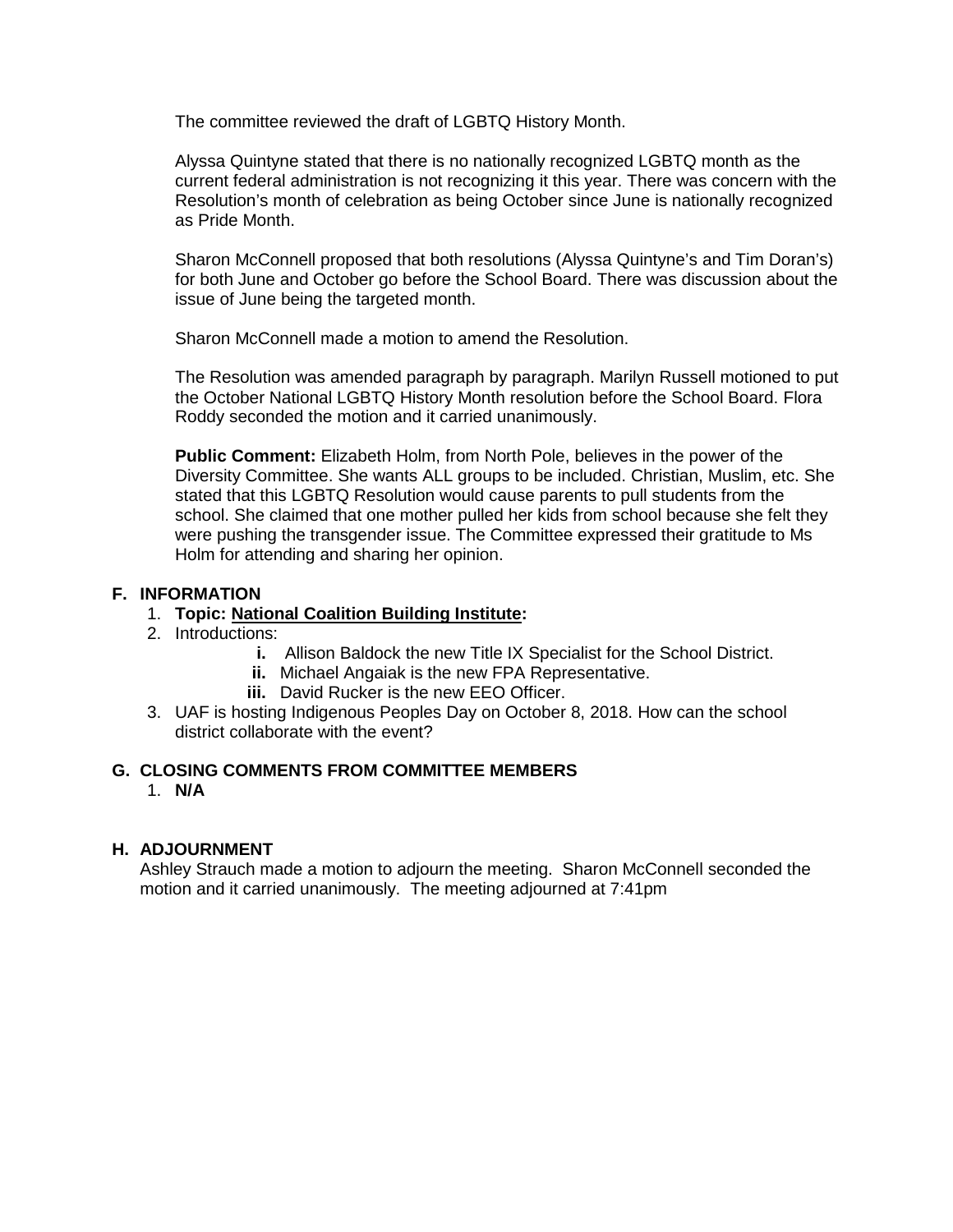The committee reviewed the draft of LGBTQ History Month.

Alyssa Quintyne stated that there is no nationally recognized LGBTQ month as the current federal administration is not recognizing it this year. There was concern with the Resolution's month of celebration as being October since June is nationally recognized as Pride Month.

Sharon McConnell proposed that both resolutions (Alyssa Quintyne's and Tim Doran's) for both June and October go before the School Board. There was discussion about the issue of June being the targeted month.

Sharon McConnell made a motion to amend the Resolution.

The Resolution was amended paragraph by paragraph. Marilyn Russell motioned to put the October National LGBTQ History Month resolution before the School Board. Flora Roddy seconded the motion and it carried unanimously.

**Public Comment:** Elizabeth Holm, from North Pole, believes in the power of the Diversity Committee. She wants ALL groups to be included. Christian, Muslim, etc. She stated that this LGBTQ Resolution would cause parents to pull students from the school. She claimed that one mother pulled her kids from school because she felt they were pushing the transgender issue. The Committee expressed their gratitude to Ms Holm for attending and sharing her opinion.

## F. INFORMATION

1. **Topic: National Coalition Building Institute:**
2. Introductions:
   - **i.** Allison Baldock the new Title IX Specialist for the School District.
   - **ii.** Michael Angaiak is the new FPA Representative.
   - **iii.** David Rucker is the new EEO Officer.
3. UAF is hosting Indigenous Peoples Day on October 8, 2018. How can the school district collaborate with the event?

## G. CLOSING COMMENTS FROM COMMITTEE MEMBERS

1. **N/A**

## H. ADJOURNMENT

Ashley Strauch made a motion to adjourn the meeting. Sharon McConnell seconded the motion and it carried unanimously. The meeting adjourned at 7:41pm